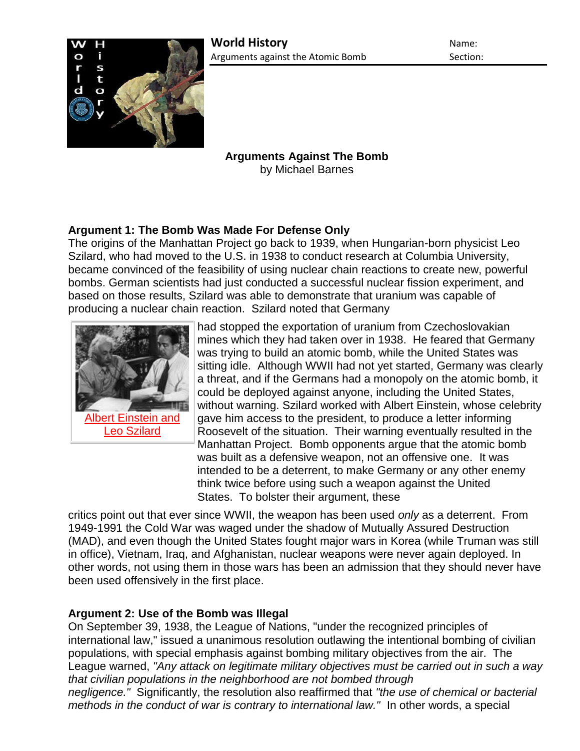**World History**
Arguments against the Atomic Bomb

Name:
Section:

## Arguments Against The Bomb
by Michael Barnes

### Argument 1: The Bomb Was Made For Defense Only

The origins of the Manhattan Project go back to 1939, when Hungarian-born physicist Leo Szilard, who had moved to the U.S. in 1938 to conduct research at Columbia University, became convinced of the feasibility of using nuclear chain reactions to create new, powerful bombs. German scientists had just conducted a successful nuclear fission experiment, and based on those results, Szilard was able to demonstrate that uranium was capable of producing a nuclear chain reaction. Szilard noted that Germany had stopped the exportation of uranium from Czechoslovakian mines which they had taken over in 1938. He feared that Germany was trying to build an atomic bomb, while the United States was sitting idle. Although WWII had not yet started, Germany was clearly a threat, and if the Germans had a monopoly on the atomic bomb, it could be deployed against anyone, including the United States, without warning. Szilard worked with Albert Einstein, whose celebrity gave him access to the president, to produce a letter informing Roosevelt of the situation. Their warning eventually resulted in the Manhattan Project. Bomb opponents argue that the atomic bomb was built as a defensive weapon, not an offensive one. It was intended to be a deterrent, to make Germany or any other enemy think twice before using such a weapon against the United States. To bolster their argument, these critics point out that ever since WWII, the weapon has been used *only* as a deterrent. From 1949-1991 the Cold War was waged under the shadow of Mutually Assured Destruction (MAD), and even though the United States fought major wars in Korea (while Truman was still in office), Vietnam, Iraq, and Afghanistan, nuclear weapons were never again deployed. In other words, not using them in those wars has been an admission that they should never have been used offensively in the first place.

Albert Einstein and Leo Szilard

### Argument 2: Use of the Bomb was Illegal

On September 39, 1938, the League of Nations, "under the recognized principles of international law," issued a unanimous resolution outlawing the intentional bombing of civilian populations, with special emphasis against bombing military objectives from the air. The League warned, *"Any attack on legitimate military objectives must be carried out in such a way that civilian populations in the neighborhood are not bombed through negligence."* Significantly, the resolution also reaffirmed that *"the use of chemical or bacterial methods in the conduct of war is contrary to international law."* In other words, a special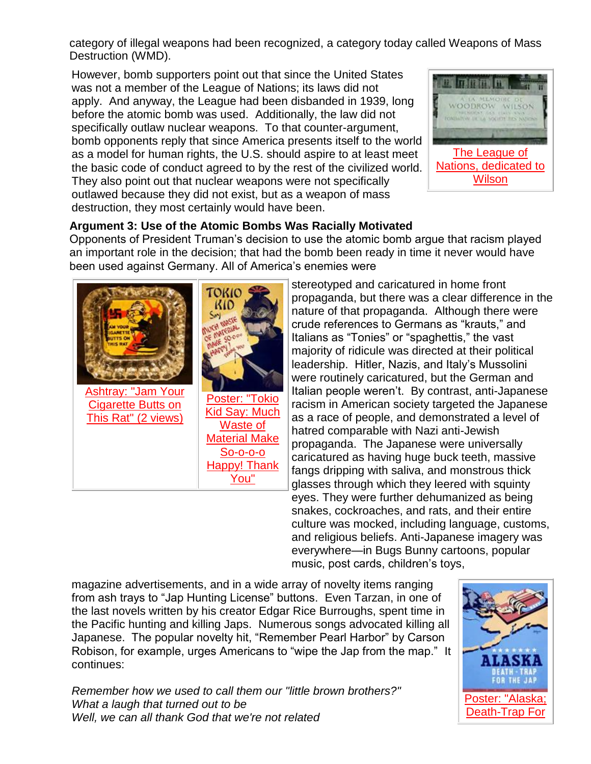category of illegal weapons had been recognized, a category today called Weapons of Mass Destruction (WMD).

However, bomb supporters point out that since the United States was not a member of the League of Nations; its laws did not apply. And anyway, the League had been disbanded in 1939, long before the atomic bomb was used. Additionally, the law did not specifically outlaw nuclear weapons. To that counter-argument, bomb opponents reply that since America presents itself to the world as a model for human rights, the U.S. should aspire to at least meet the basic code of conduct agreed to by the rest of the civilized world. They also point out that nuclear weapons were not specifically outlawed because they did not exist, but as a weapon of mass destruction, they most certainly would have been.

The League of Nations, dedicated to Wilson

**Argument 3: Use of the Atomic Bombs Was Racially Motivated**

Opponents of President Truman's decision to use the atomic bomb argue that racism played an important role in the decision; that had the bomb been ready in time it never would have been used against Germany. All of America's enemies were stereotyped and caricatured in home front propaganda, but there was a clear difference in the nature of that propaganda. Although there were crude references to Germans as "krauts," and Italians as "Tonies" or "spaghettis," the vast majority of ridicule was directed at their political leadership. Hitler, Nazis, and Italy's Mussolini were routinely caricatured, but the German and Italian people weren't. By contrast, anti-Japanese racism in American society targeted the Japanese as a race of people, and demonstrated a level of hatred comparable with Nazi anti-Jewish propaganda. The Japanese were universally caricatured as having huge buck teeth, massive fangs dripping with saliva, and monstrous thick glasses through which they leered with squinty eyes. They were further dehumanized as being snakes, cockroaches, and rats, and their entire culture was mocked, including language, customs, and religious beliefs. Anti-Japanese imagery was everywhere—in Bugs Bunny cartoons, popular music, post cards, children's toys, magazine advertisements, and in a wide array of novelty items ranging from ash trays to "Jap Hunting License" buttons. Even Tarzan, in one of the last novels written by his creator Edgar Rice Burroughs, spent time in the Pacific hunting and killing Japs. Numerous songs advocated killing all Japanese. The popular novelty hit, "Remember Pearl Harbor" by Carson Robison, for example, urges Americans to "wipe the Jap from the map." It continues:

Ashtray: "Jam Your Cigarette Butts on This Rat" (2 views)

Poster: "Tokio Kid Say: Much Waste of Material Make So-o-o-o Happy! Thank You"

*Remember how we used to call them our "little brown brothers?"*
*What a laugh that turned out to be*
*Well, we can all thank God that we're not related*

Poster: "Alaska; Death-Trap For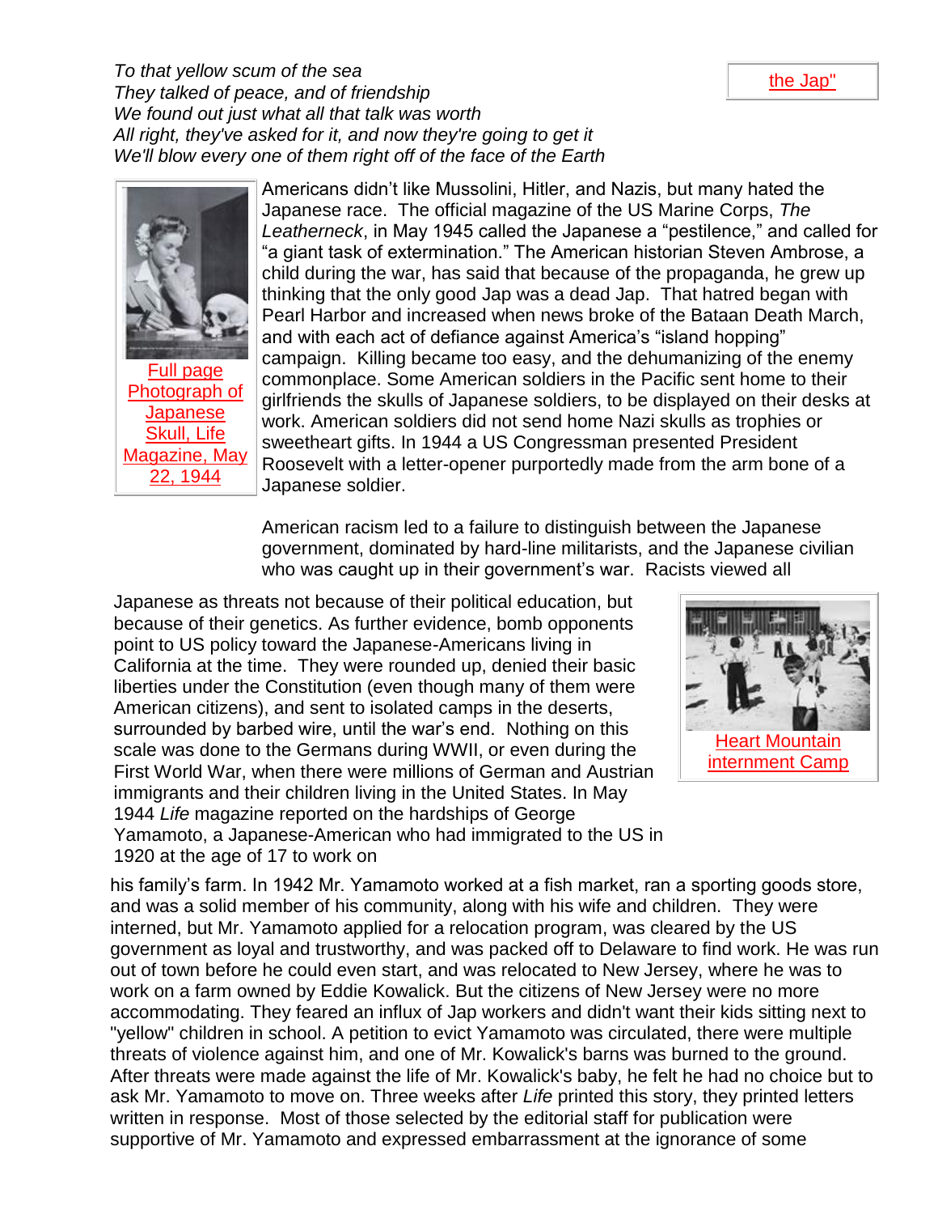*To that yellow scum of the sea*
*They talked of peace, and of friendship*
*We found out just what all that talk was worth*
*All right, they've asked for it, and now they're going to get it*
*We'll blow every one of them right off of the face of the Earth*

the Jap"

Full page Photograph of Japanese Skull, Life Magazine, May 22, 1944

Americans didn't like Mussolini, Hitler, and Nazis, but many hated the Japanese race. The official magazine of the US Marine Corps, *The Leatherneck*, in May 1945 called the Japanese a "pestilence," and called for "a giant task of extermination." The American historian Steven Ambrose, a child during the war, has said that because of the propaganda, he grew up thinking that the only good Jap was a dead Jap. That hatred began with Pearl Harbor and increased when news broke of the Bataan Death March, and with each act of defiance against America's "island hopping" campaign. Killing became too easy, and the dehumanizing of the enemy commonplace. Some American soldiers in the Pacific sent home to their girlfriends the skulls of Japanese soldiers, to be displayed on their desks at work. American soldiers did not send home Nazi skulls as trophies or sweetheart gifts. In 1944 a US Congressman presented President Roosevelt with a letter-opener purportedly made from the arm bone of a Japanese soldier.

American racism led to a failure to distinguish between the Japanese government, dominated by hard-line militarists, and the Japanese civilian who was caught up in their government's war. Racists viewed all Japanese as threats not because of their political education, but because of their genetics. As further evidence, bomb opponents point to US policy toward the Japanese-Americans living in California at the time. They were rounded up, denied their basic liberties under the Constitution (even though many of them were American citizens), and sent to isolated camps in the deserts, surrounded by barbed wire, until the war's end. Nothing on this scale was done to the Germans during WWII, or even during the First World War, when there were millions of German and Austrian immigrants and their children living in the United States. In May 1944 *Life* magazine reported on the hardships of George Yamamoto, a Japanese-American who had immigrated to the US in 1920 at the age of 17 to work on his family's farm. In 1942 Mr. Yamamoto worked at a fish market, ran a sporting goods store, and was a solid member of his community, along with his wife and children. They were interned, but Mr. Yamamoto applied for a relocation program, was cleared by the US government as loyal and trustworthy, and was packed off to Delaware to find work. He was run out of town before he could even start, and was relocated to New Jersey, where he was to work on a farm owned by Eddie Kowalick. But the citizens of New Jersey were no more accommodating. They feared an influx of Jap workers and didn't want their kids sitting next to "yellow" children in school. A petition to evict Yamamoto was circulated, there were multiple threats of violence against him, and one of Mr. Kowalick's barns was burned to the ground. After threats were made against the life of Mr. Kowalick's baby, he felt he had no choice but to ask Mr. Yamamoto to move on. Three weeks after *Life* printed this story, they printed letters written in response. Most of those selected by the editorial staff for publication were supportive of Mr. Yamamoto and expressed embarrassment at the ignorance of some

Heart Mountain internment Camp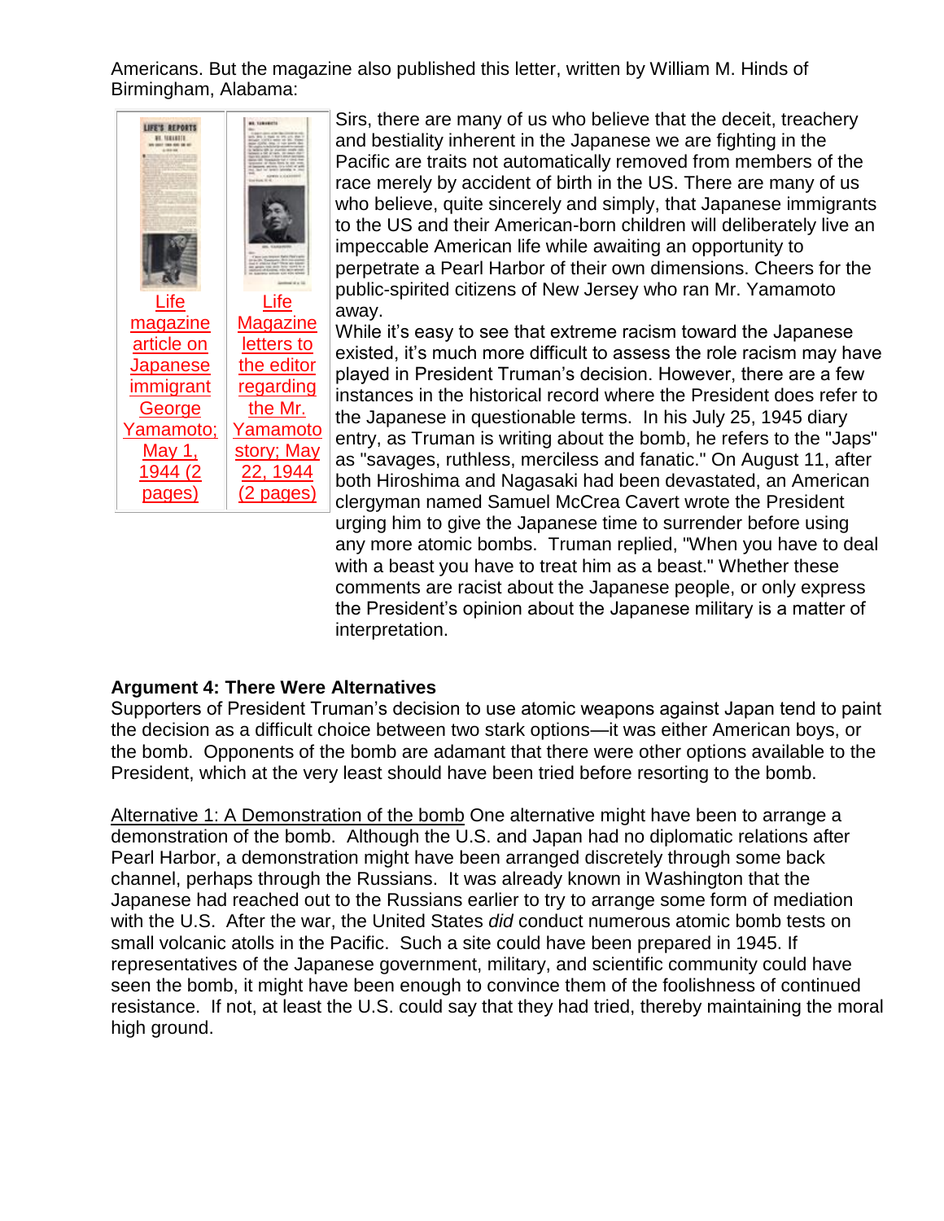Americans. But the magazine also published this letter, written by William M. Hinds of Birmingham, Alabama:

| Life magazine article on Japanese immigrant George Yamamoto; May 1, 1944 (2 pages) | Life Magazine letters to the editor regarding the Mr. Yamamoto story; May 22, 1944 (2 pages) |
|---|---|

Sirs, there are many of us who believe that the deceit, treachery and bestiality inherent in the Japanese we are fighting in the Pacific are traits not automatically removed from members of the race merely by accident of birth in the US. There are many of us who believe, quite sincerely and simply, that Japanese immigrants to the US and their American-born children will deliberately live an impeccable American life while awaiting an opportunity to perpetrate a Pearl Harbor of their own dimensions. Cheers for the public-spirited citizens of New Jersey who ran Mr. Yamamoto away.

While it's easy to see that extreme racism toward the Japanese existed, it's much more difficult to assess the role racism may have played in President Truman's decision. However, there are a few instances in the historical record where the President does refer to the Japanese in questionable terms. In his July 25, 1945 diary entry, as Truman is writing about the bomb, he refers to the "Japs" as "savages, ruthless, merciless and fanatic." On August 11, after both Hiroshima and Nagasaki had been devastated, an American clergyman named Samuel McCrea Cavert wrote the President urging him to give the Japanese time to surrender before using any more atomic bombs. Truman replied, "When you have to deal with a beast you have to treat him as a beast." Whether these comments are racist about the Japanese people, or only express the President's opinion about the Japanese military is a matter of interpretation.

**Argument 4: There Were Alternatives**

Supporters of President Truman's decision to use atomic weapons against Japan tend to paint the decision as a difficult choice between two stark options—it was either American boys, or the bomb. Opponents of the bomb are adamant that there were other options available to the President, which at the very least should have been tried before resorting to the bomb.

<u>Alternative 1: A Demonstration of the bomb</u> One alternative might have been to arrange a demonstration of the bomb. Although the U.S. and Japan had no diplomatic relations after Pearl Harbor, a demonstration might have been arranged discretely through some back channel, perhaps through the Russians. It was already known in Washington that the Japanese had reached out to the Russians earlier to try to arrange some form of mediation with the U.S. After the war, the United States *did* conduct numerous atomic bomb tests on small volcanic atolls in the Pacific. Such a site could have been prepared in 1945. If representatives of the Japanese government, military, and scientific community could have seen the bomb, it might have been enough to convince them of the foolishness of continued resistance. If not, at least the U.S. could say that they had tried, thereby maintaining the moral high ground.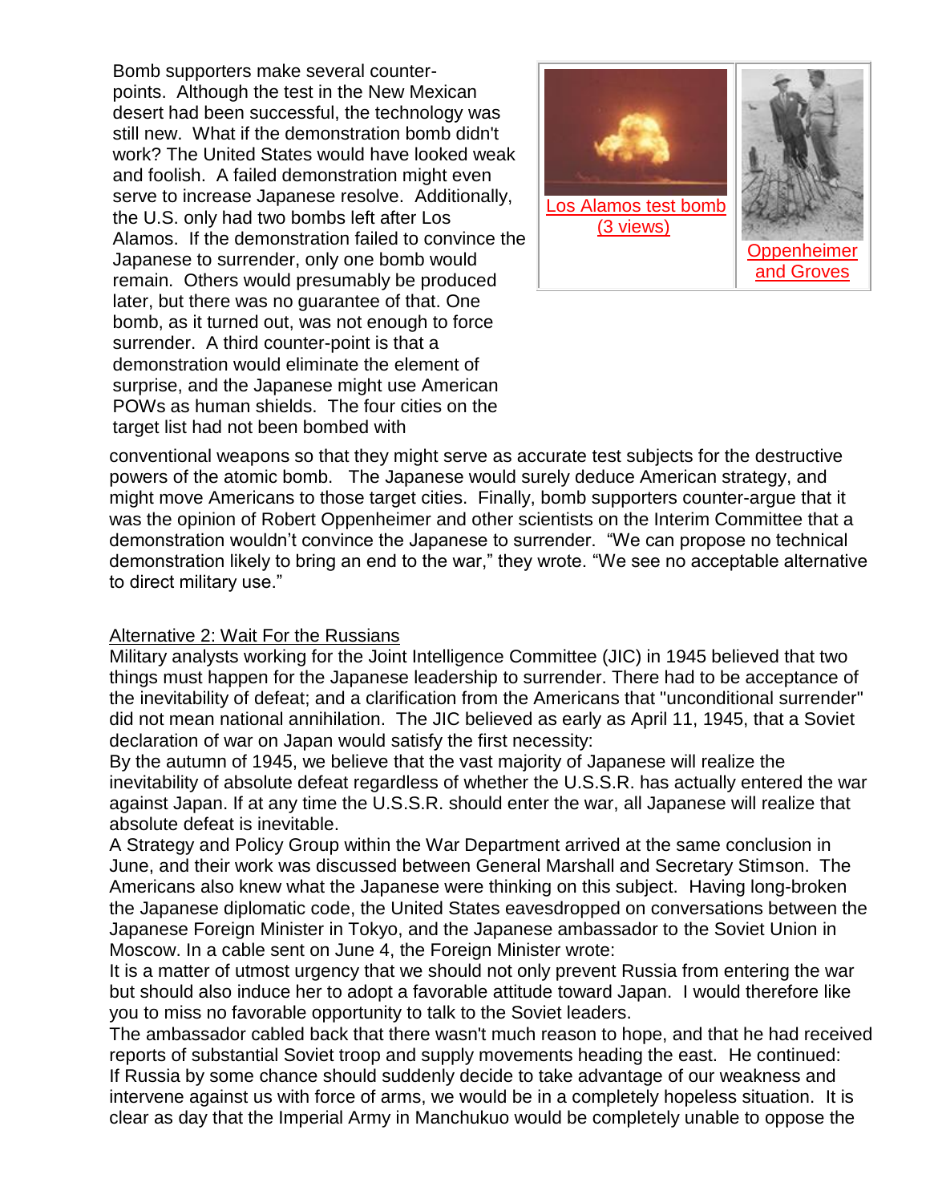Bomb supporters make several counter-points. Although the test in the New Mexican desert had been successful, the technology was still new. What if the demonstration bomb didn't work? The United States would have looked weak and foolish. A failed demonstration might even serve to increase Japanese resolve. Additionally, the U.S. only had two bombs left after Los Alamos. If the demonstration failed to convince the Japanese to surrender, only one bomb would remain. Others would presumably be produced later, but there was no guarantee of that. One bomb, as it turned out, was not enough to force surrender. A third counter-point is that a demonstration would eliminate the element of surprise, and the Japanese might use American POWs as human shields. The four cities on the target list had not been bombed with conventional weapons so that they might serve as accurate test subjects for the destructive powers of the atomic bomb. The Japanese would surely deduce American strategy, and might move Americans to those target cities. Finally, bomb supporters counter-argue that it was the opinion of Robert Oppenheimer and other scientists on the Interim Committee that a demonstration wouldn't convince the Japanese to surrender. "We can propose no technical demonstration likely to bring an end to the war," they wrote. "We see no acceptable alternative to direct military use."

Los Alamos test bomb (3 views)

Oppenheimer and Groves

Alternative 2: Wait For the Russians

Military analysts working for the Joint Intelligence Committee (JIC) in 1945 believed that two things must happen for the Japanese leadership to surrender. There had to be acceptance of the inevitability of defeat; and a clarification from the Americans that "unconditional surrender" did not mean national annihilation. The JIC believed as early as April 11, 1945, that a Soviet declaration of war on Japan would satisfy the first necessity:

By the autumn of 1945, we believe that the vast majority of Japanese will realize the inevitability of absolute defeat regardless of whether the U.S.S.R. has actually entered the war against Japan. If at any time the U.S.S.R. should enter the war, all Japanese will realize that absolute defeat is inevitable.

A Strategy and Policy Group within the War Department arrived at the same conclusion in June, and their work was discussed between General Marshall and Secretary Stimson. The Americans also knew what the Japanese were thinking on this subject. Having long-broken the Japanese diplomatic code, the United States eavesdropped on conversations between the Japanese Foreign Minister in Tokyo, and the Japanese ambassador to the Soviet Union in Moscow. In a cable sent on June 4, the Foreign Minister wrote:

It is a matter of utmost urgency that we should not only prevent Russia from entering the war but should also induce her to adopt a favorable attitude toward Japan. I would therefore like you to miss no favorable opportunity to talk to the Soviet leaders.

The ambassador cabled back that there wasn't much reason to hope, and that he had received reports of substantial Soviet troop and supply movements heading the east. He continued:

If Russia by some chance should suddenly decide to take advantage of our weakness and intervene against us with force of arms, we would be in a completely hopeless situation. It is clear as day that the Imperial Army in Manchukuo would be completely unable to oppose the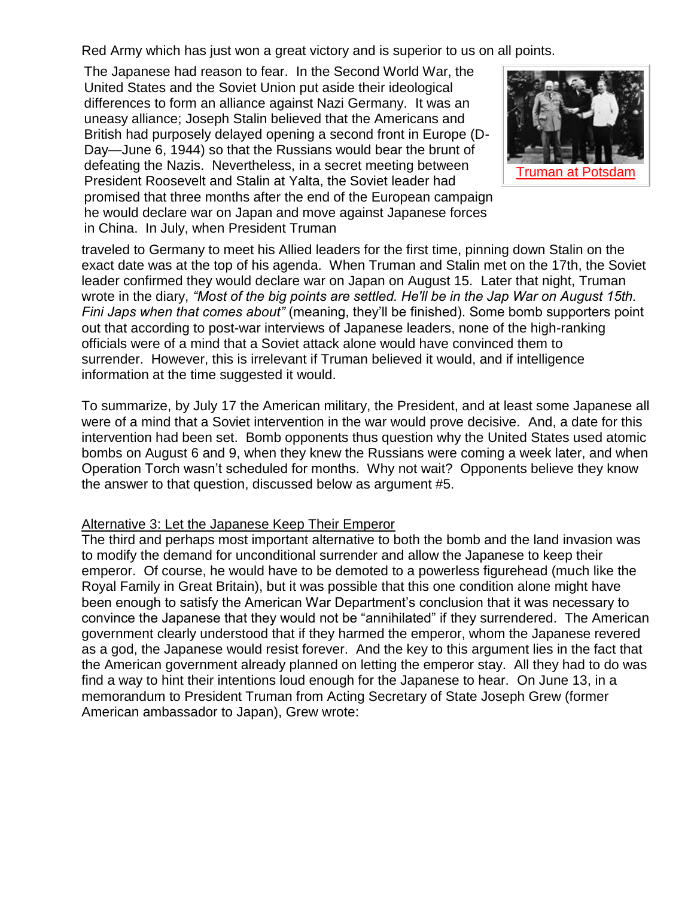Red Army which has just won a great victory and is superior to us on all points.

The Japanese had reason to fear. In the Second World War, the United States and the Soviet Union put aside their ideological differences to form an alliance against Nazi Germany. It was an uneasy alliance; Joseph Stalin believed that the Americans and British had purposely delayed opening a second front in Europe (D-Day—June 6, 1944) so that the Russians would bear the brunt of defeating the Nazis. Nevertheless, in a secret meeting between President Roosevelt and Stalin at Yalta, the Soviet leader had promised that three months after the end of the European campaign he would declare war on Japan and move against Japanese forces in China. In July, when President Truman traveled to Germany to meet his Allied leaders for the first time, pinning down Stalin on the exact date was at the top of his agenda. When Truman and Stalin met on the 17th, the Soviet leader confirmed they would declare war on Japan on August 15. Later that night, Truman wrote in the diary, *"Most of the big points are settled. He'll be in the Jap War on August 15th. Fini Japs when that comes about"* (meaning, they'll be finished). Some bomb supporters point out that according to post-war interviews of Japanese leaders, none of the high-ranking officials were of a mind that a Soviet attack alone would have convinced them to surrender. However, this is irrelevant if Truman believed it would, and if intelligence information at the time suggested it would.

Truman at Potsdam

To summarize, by July 17 the American military, the President, and at least some Japanese all were of a mind that a Soviet intervention in the war would prove decisive. And, a date for this intervention had been set. Bomb opponents thus question why the United States used atomic bombs on August 6 and 9, when they knew the Russians were coming a week later, and when Operation Torch wasn't scheduled for months. Why not wait? Opponents believe they know the answer to that question, discussed below as argument #5.

## Alternative 3: Let the Japanese Keep Their Emperor

The third and perhaps most important alternative to both the bomb and the land invasion was to modify the demand for unconditional surrender and allow the Japanese to keep their emperor. Of course, he would have to be demoted to a powerless figurehead (much like the Royal Family in Great Britain), but it was possible that this one condition alone might have been enough to satisfy the American War Department's conclusion that it was necessary to convince the Japanese that they would not be "annihilated" if they surrendered. The American government clearly understood that if they harmed the emperor, whom the Japanese revered as a god, the Japanese would resist forever. And the key to this argument lies in the fact that the American government already planned on letting the emperor stay. All they had to do was find a way to hint their intentions loud enough for the Japanese to hear. On June 13, in a memorandum to President Truman from Acting Secretary of State Joseph Grew (former American ambassador to Japan), Grew wrote: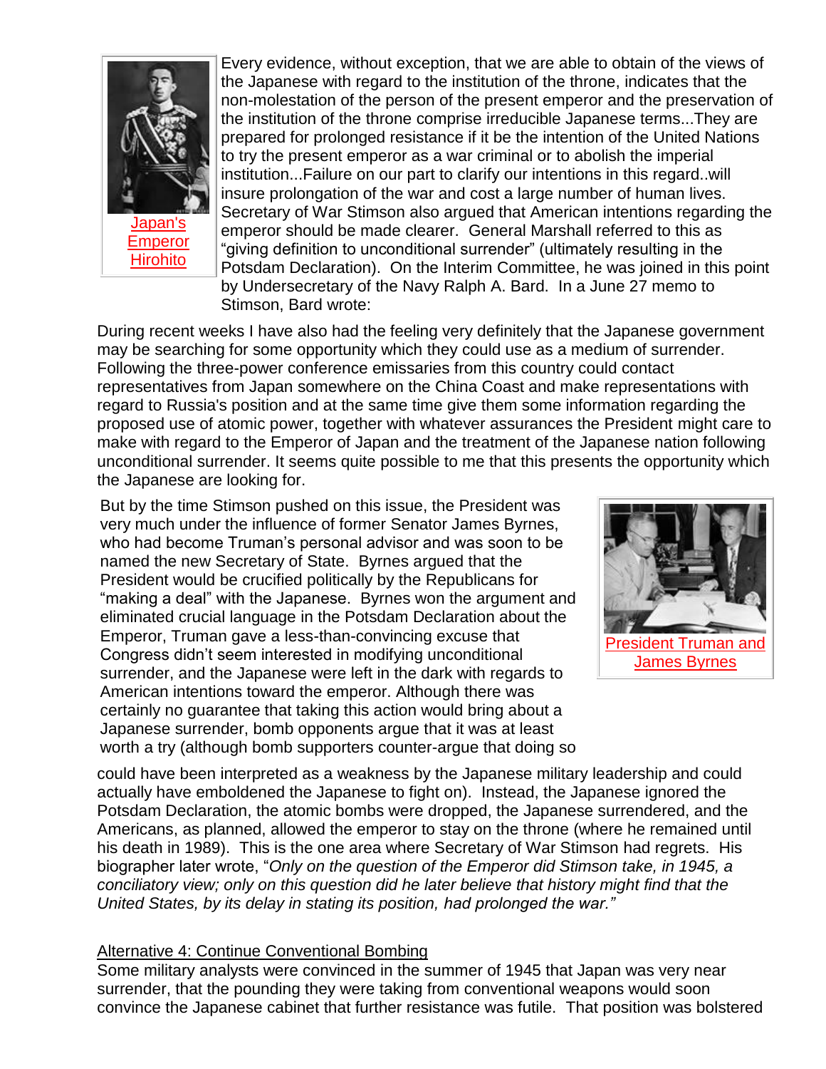Japan's Emperor Hirohito

Every evidence, without exception, that we are able to obtain of the views of the Japanese with regard to the institution of the throne, indicates that the non-molestation of the person of the present emperor and the preservation of the institution of the throne comprise irreducible Japanese terms...They are prepared for prolonged resistance if it be the intention of the United Nations to try the present emperor as a war criminal or to abolish the imperial institution...Failure on our part to clarify our intentions in this regard..will insure prolongation of the war and cost a large number of human lives.

Secretary of War Stimson also argued that American intentions regarding the emperor should be made clearer. General Marshall referred to this as "giving definition to unconditional surrender" (ultimately resulting in the Potsdam Declaration). On the Interim Committee, he was joined in this point by Undersecretary of the Navy Ralph A. Bard. In a June 27 memo to Stimson, Bard wrote:

During recent weeks I have also had the feeling very definitely that the Japanese government may be searching for some opportunity which they could use as a medium of surrender. Following the three-power conference emissaries from this country could contact representatives from Japan somewhere on the China Coast and make representations with regard to Russia's position and at the same time give them some information regarding the proposed use of atomic power, together with whatever assurances the President might care to make with regard to the Emperor of Japan and the treatment of the Japanese nation following unconditional surrender. It seems quite possible to me that this presents the opportunity which the Japanese are looking for.

President Truman and James Byrnes

But by the time Stimson pushed on this issue, the President was very much under the influence of former Senator James Byrnes, who had become Truman's personal advisor and was soon to be named the new Secretary of State. Byrnes argued that the President would be crucified politically by the Republicans for "making a deal" with the Japanese. Byrnes won the argument and eliminated crucial language in the Potsdam Declaration about the Emperor, Truman gave a less-than-convincing excuse that Congress didn't seem interested in modifying unconditional surrender, and the Japanese were left in the dark with regards to American intentions toward the emperor. Although there was certainly no guarantee that taking this action would bring about a Japanese surrender, bomb opponents argue that it was at least worth a try (although bomb supporters counter-argue that doing so could have been interpreted as a weakness by the Japanese military leadership and could actually have emboldened the Japanese to fight on). Instead, the Japanese ignored the Potsdam Declaration, the atomic bombs were dropped, the Japanese surrendered, and the Americans, as planned, allowed the emperor to stay on the throne (where he remained until his death in 1989). This is the one area where Secretary of War Stimson had regrets. His biographer later wrote, "*Only on the question of the Emperor did Stimson take, in 1945, a conciliatory view; only on this question did he later believe that history might find that the United States, by its delay in stating its position, had prolonged the war."*

## Alternative 4: Continue Conventional Bombing

Some military analysts were convinced in the summer of 1945 that Japan was very near surrender, that the pounding they were taking from conventional weapons would soon convince the Japanese cabinet that further resistance was futile. That position was bolstered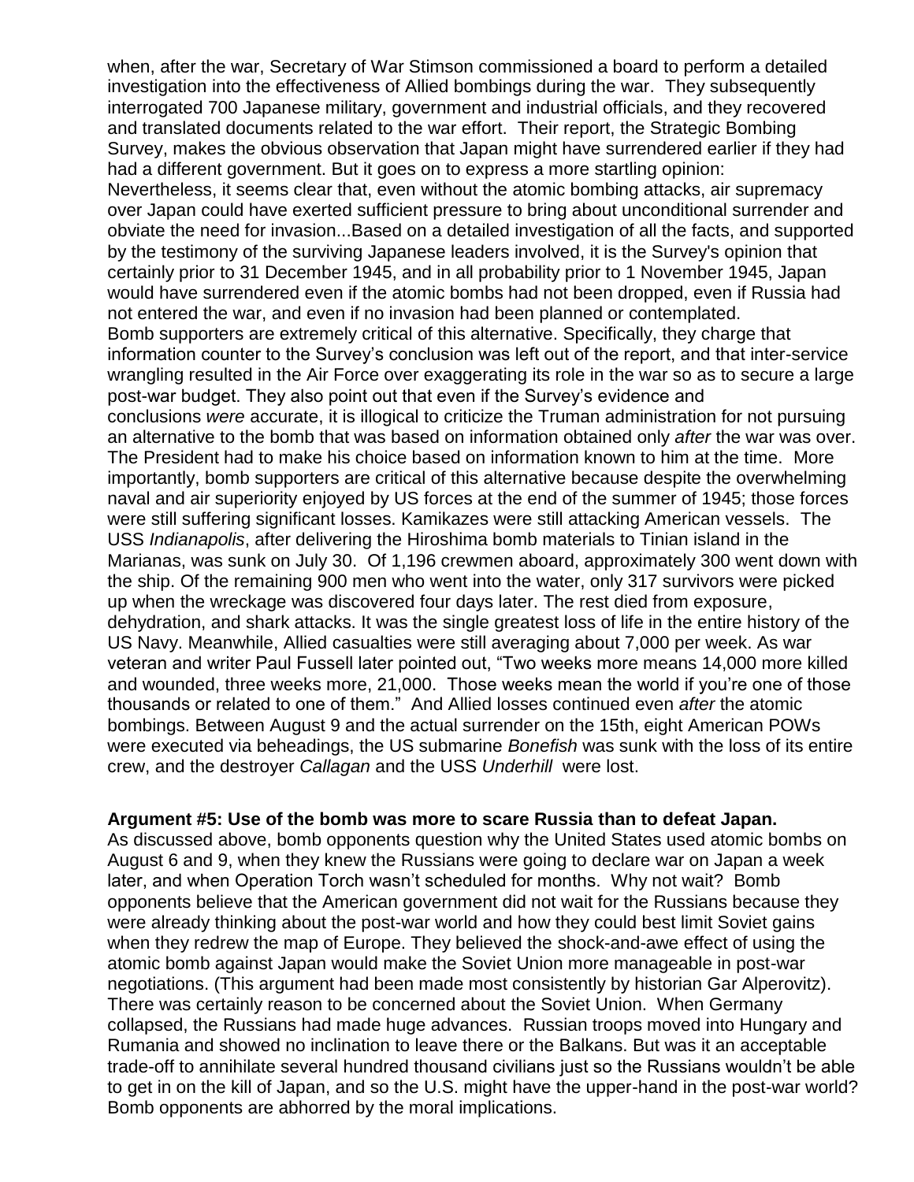when, after the war, Secretary of War Stimson commissioned a board to perform a detailed investigation into the effectiveness of Allied bombings during the war. They subsequently interrogated 700 Japanese military, government and industrial officials, and they recovered and translated documents related to the war effort. Their report, the Strategic Bombing Survey, makes the obvious observation that Japan might have surrendered earlier if they had had a different government. But it goes on to express a more startling opinion:

Nevertheless, it seems clear that, even without the atomic bombing attacks, air supremacy over Japan could have exerted sufficient pressure to bring about unconditional surrender and obviate the need for invasion...Based on a detailed investigation of all the facts, and supported by the testimony of the surviving Japanese leaders involved, it is the Survey's opinion that certainly prior to 31 December 1945, and in all probability prior to 1 November 1945, Japan would have surrendered even if the atomic bombs had not been dropped, even if Russia had not entered the war, and even if no invasion had been planned or contemplated.

Bomb supporters are extremely critical of this alternative. Specifically, they charge that information counter to the Survey's conclusion was left out of the report, and that inter-service wrangling resulted in the Air Force over exaggerating its role in the war so as to secure a large post-war budget. They also point out that even if the Survey's evidence and conclusions *were* accurate, it is illogical to criticize the Truman administration for not pursuing an alternative to the bomb that was based on information obtained only *after* the war was over. The President had to make his choice based on information known to him at the time. More importantly, bomb supporters are critical of this alternative because despite the overwhelming naval and air superiority enjoyed by US forces at the end of the summer of 1945; those forces were still suffering significant losses. Kamikazes were still attacking American vessels. The USS *Indianapolis*, after delivering the Hiroshima bomb materials to Tinian island in the Marianas, was sunk on July 30. Of 1,196 crewmen aboard, approximately 300 went down with the ship. Of the remaining 900 men who went into the water, only 317 survivors were picked up when the wreckage was discovered four days later. The rest died from exposure, dehydration, and shark attacks. It was the single greatest loss of life in the entire history of the US Navy. Meanwhile, Allied casualties were still averaging about 7,000 per week. As war veteran and writer Paul Fussell later pointed out, "Two weeks more means 14,000 more killed and wounded, three weeks more, 21,000. Those weeks mean the world if you're one of those thousands or related to one of them." And Allied losses continued even *after* the atomic bombings. Between August 9 and the actual surrender on the 15th, eight American POWs were executed via beheadings, the US submarine *Bonefish* was sunk with the loss of its entire crew, and the destroyer *Callagan* and the USS *Underhill* were lost.

**Argument #5: Use of the bomb was more to scare Russia than to defeat Japan.**

As discussed above, bomb opponents question why the United States used atomic bombs on August 6 and 9, when they knew the Russians were going to declare war on Japan a week later, and when Operation Torch wasn't scheduled for months. Why not wait? Bomb opponents believe that the American government did not wait for the Russians because they were already thinking about the post-war world and how they could best limit Soviet gains when they redrew the map of Europe. They believed the shock-and-awe effect of using the atomic bomb against Japan would make the Soviet Union more manageable in post-war negotiations. (This argument had been made most consistently by historian Gar Alperovitz). There was certainly reason to be concerned about the Soviet Union. When Germany collapsed, the Russians had made huge advances. Russian troops moved into Hungary and Rumania and showed no inclination to leave there or the Balkans. But was it an acceptable trade-off to annihilate several hundred thousand civilians just so the Russians wouldn't be able to get in on the kill of Japan, and so the U.S. might have the upper-hand in the post-war world? Bomb opponents are abhorred by the moral implications.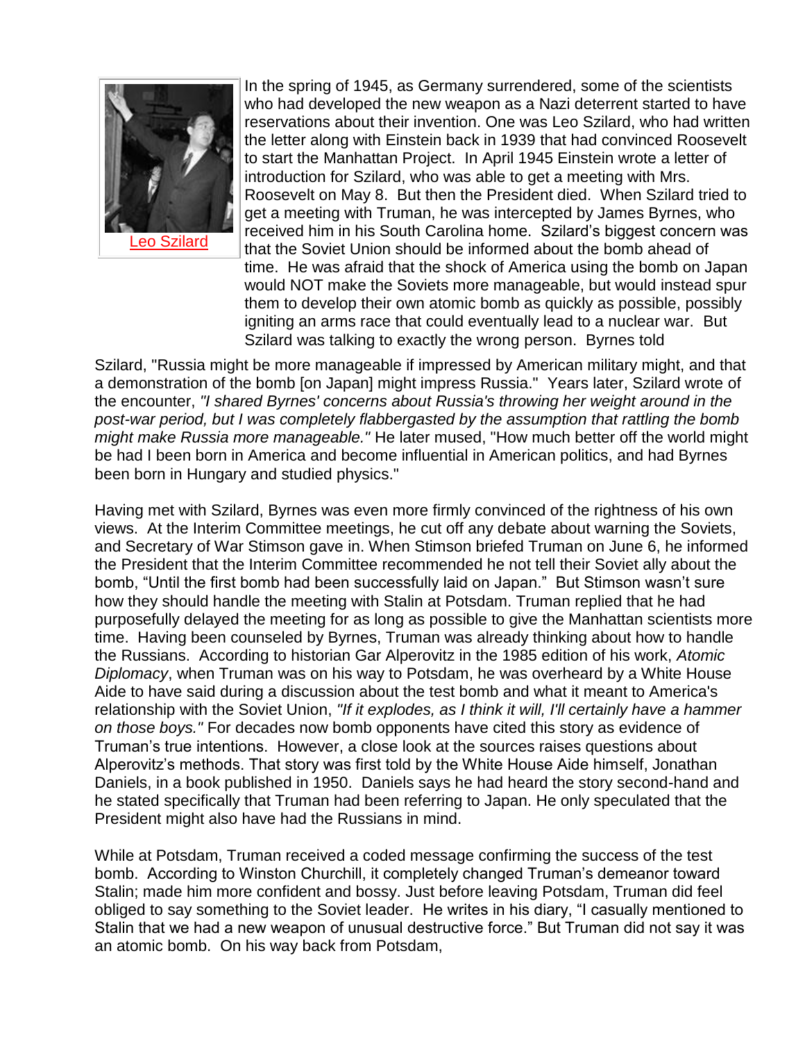Leo Szilard

In the spring of 1945, as Germany surrendered, some of the scientists who had developed the new weapon as a Nazi deterrent started to have reservations about their invention. One was Leo Szilard, who had written the letter along with Einstein back in 1939 that had convinced Roosevelt to start the Manhattan Project. In April 1945 Einstein wrote a letter of introduction for Szilard, who was able to get a meeting with Mrs. Roosevelt on May 8. But then the President died. When Szilard tried to get a meeting with Truman, he was intercepted by James Byrnes, who received him in his South Carolina home. Szilard's biggest concern was that the Soviet Union should be informed about the bomb ahead of time. He was afraid that the shock of America using the bomb on Japan would NOT make the Soviets more manageable, but would instead spur them to develop their own atomic bomb as quickly as possible, possibly igniting an arms race that could eventually lead to a nuclear war. But Szilard was talking to exactly the wrong person. Byrnes told Szilard, "Russia might be more manageable if impressed by American military might, and that a demonstration of the bomb [on Japan] might impress Russia." Years later, Szilard wrote of the encounter, *"I shared Byrnes' concerns about Russia's throwing her weight around in the post-war period, but I was completely flabbergasted by the assumption that rattling the bomb might make Russia more manageable."* He later mused, "How much better off the world might be had I been born in America and become influential in American politics, and had Byrnes been born in Hungary and studied physics."

Having met with Szilard, Byrnes was even more firmly convinced of the rightness of his own views. At the Interim Committee meetings, he cut off any debate about warning the Soviets, and Secretary of War Stimson gave in. When Stimson briefed Truman on June 6, he informed the President that the Interim Committee recommended he not tell their Soviet ally about the bomb, "Until the first bomb had been successfully laid on Japan." But Stimson wasn't sure how they should handle the meeting with Stalin at Potsdam. Truman replied that he had purposefully delayed the meeting for as long as possible to give the Manhattan scientists more time. Having been counseled by Byrnes, Truman was already thinking about how to handle the Russians. According to historian Gar Alperovitz in the 1985 edition of his work, *Atomic Diplomacy*, when Truman was on his way to Potsdam, he was overheard by a White House Aide to have said during a discussion about the test bomb and what it meant to America's relationship with the Soviet Union, *"If it explodes, as I think it will, I'll certainly have a hammer on those boys."* For decades now bomb opponents have cited this story as evidence of Truman's true intentions. However, a close look at the sources raises questions about Alperovitz's methods. That story was first told by the White House Aide himself, Jonathan Daniels, in a book published in 1950. Daniels says he had heard the story second-hand and he stated specifically that Truman had been referring to Japan. He only speculated that the President might also have had the Russians in mind.

While at Potsdam, Truman received a coded message confirming the success of the test bomb. According to Winston Churchill, it completely changed Truman's demeanor toward Stalin; made him more confident and bossy. Just before leaving Potsdam, Truman did feel obliged to say something to the Soviet leader. He writes in his diary, "I casually mentioned to Stalin that we had a new weapon of unusual destructive force." But Truman did not say it was an atomic bomb. On his way back from Potsdam,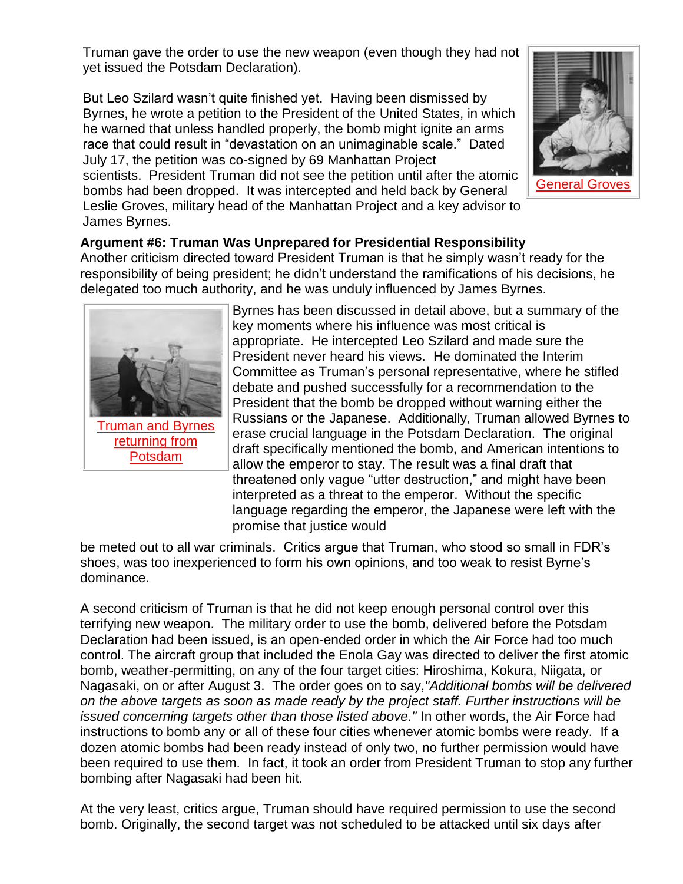Truman gave the order to use the new weapon (even though they had not yet issued the Potsdam Declaration).

But Leo Szilard wasn't quite finished yet. Having been dismissed by Byrnes, he wrote a petition to the President of the United States, in which he warned that unless handled properly, the bomb might ignite an arms race that could result in "devastation on an unimaginable scale." Dated July 17, the petition was co-signed by 69 Manhattan Project scientists. President Truman did not see the petition until after the atomic bombs had been dropped. It was intercepted and held back by General Leslie Groves, military head of the Manhattan Project and a key advisor to James Byrnes.

General Groves

**Argument #6: Truman Was Unprepared for Presidential Responsibility**

Another criticism directed toward President Truman is that he simply wasn't ready for the responsibility of being president; he didn't understand the ramifications of his decisions, he delegated too much authority, and he was unduly influenced by James Byrnes.

Truman and Byrnes returning from Potsdam

Byrnes has been discussed in detail above, but a summary of the key moments where his influence was most critical is appropriate. He intercepted Leo Szilard and made sure the President never heard his views. He dominated the Interim Committee as Truman's personal representative, where he stifled debate and pushed successfully for a recommendation to the President that the bomb be dropped without warning either the Russians or the Japanese. Additionally, Truman allowed Byrnes to erase crucial language in the Potsdam Declaration. The original draft specifically mentioned the bomb, and American intentions to allow the emperor to stay. The result was a final draft that threatened only vague "utter destruction," and might have been interpreted as a threat to the emperor. Without the specific language regarding the emperor, the Japanese were left with the promise that justice would be meted out to all war criminals. Critics argue that Truman, who stood so small in FDR's shoes, was too inexperienced to form his own opinions, and too weak to resist Byrne's dominance.

A second criticism of Truman is that he did not keep enough personal control over this terrifying new weapon. The military order to use the bomb, delivered before the Potsdam Declaration had been issued, is an open-ended order in which the Air Force had too much control. The aircraft group that included the Enola Gay was directed to deliver the first atomic bomb, weather-permitting, on any of the four target cities: Hiroshima, Kokura, Niigata, or Nagasaki, on or after August 3. The order goes on to say,*"Additional bombs will be delivered on the above targets as soon as made ready by the project staff. Further instructions will be issued concerning targets other than those listed above."* In other words, the Air Force had instructions to bomb any or all of these four cities whenever atomic bombs were ready. If a dozen atomic bombs had been ready instead of only two, no further permission would have been required to use them. In fact, it took an order from President Truman to stop any further bombing after Nagasaki had been hit.

At the very least, critics argue, Truman should have required permission to use the second bomb. Originally, the second target was not scheduled to be attacked until six days after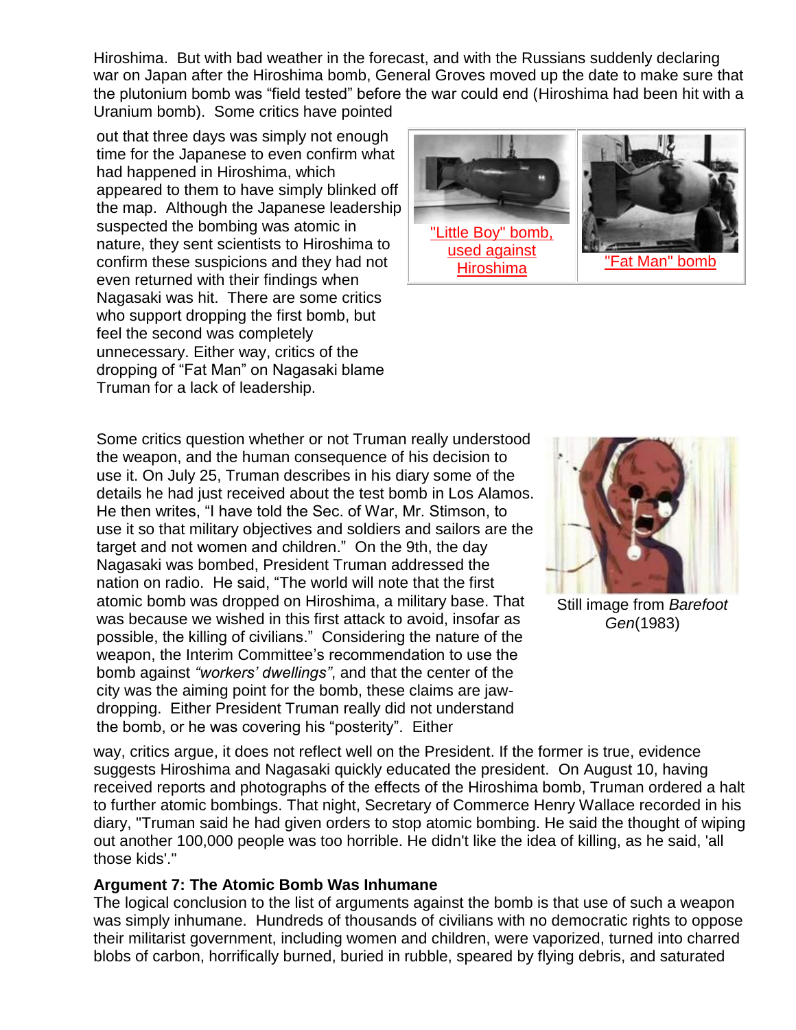Hiroshima. But with bad weather in the forecast, and with the Russians suddenly declaring war on Japan after the Hiroshima bomb, General Groves moved up the date to make sure that the plutonium bomb was "field tested" before the war could end (Hiroshima had been hit with a Uranium bomb). Some critics have pointed out that three days was simply not enough time for the Japanese to even confirm what had happened in Hiroshima, which appeared to them to have simply blinked off the map. Although the Japanese leadership suspected the bombing was atomic in nature, they sent scientists to Hiroshima to confirm these suspicions and they had not even returned with their findings when Nagasaki was hit. There are some critics who support dropping the first bomb, but feel the second was completely unnecessary. Either way, critics of the dropping of "Fat Man" on Nagasaki blame Truman for a lack of leadership.

"Little Boy" bomb, used against Hiroshima

"Fat Man" bomb

Some critics question whether or not Truman really understood the weapon, and the human consequence of his decision to use it. On July 25, Truman describes in his diary some of the details he had just received about the test bomb in Los Alamos. He then writes, "I have told the Sec. of War, Mr. Stimson, to use it so that military objectives and soldiers and sailors are the target and not women and children." On the 9th, the day Nagasaki was bombed, President Truman addressed the nation on radio. He said, "The world will note that the first atomic bomb was dropped on Hiroshima, a military base. That was because we wished in this first attack to avoid, insofar as possible, the killing of civilians." Considering the nature of the weapon, the Interim Committee's recommendation to use the bomb against *"workers' dwellings"*, and that the center of the city was the aiming point for the bomb, these claims are jaw-dropping. Either President Truman really did not understand the bomb, or he was covering his "posterity". Either way, critics argue, it does not reflect well on the President. If the former is true, evidence suggests Hiroshima and Nagasaki quickly educated the president. On August 10, having received reports and photographs of the effects of the Hiroshima bomb, Truman ordered a halt to further atomic bombings. That night, Secretary of Commerce Henry Wallace recorded in his diary, "Truman said he had given orders to stop atomic bombing. He said the thought of wiping out another 100,000 people was too horrible. He didn't like the idea of killing, as he said, 'all those kids'."

Still image from *Barefoot Gen*(1983)

**Argument 7: The Atomic Bomb Was Inhumane**

The logical conclusion to the list of arguments against the bomb is that use of such a weapon was simply inhumane. Hundreds of thousands of civilians with no democratic rights to oppose their militarist government, including women and children, were vaporized, turned into charred blobs of carbon, horrifically burned, buried in rubble, speared by flying debris, and saturated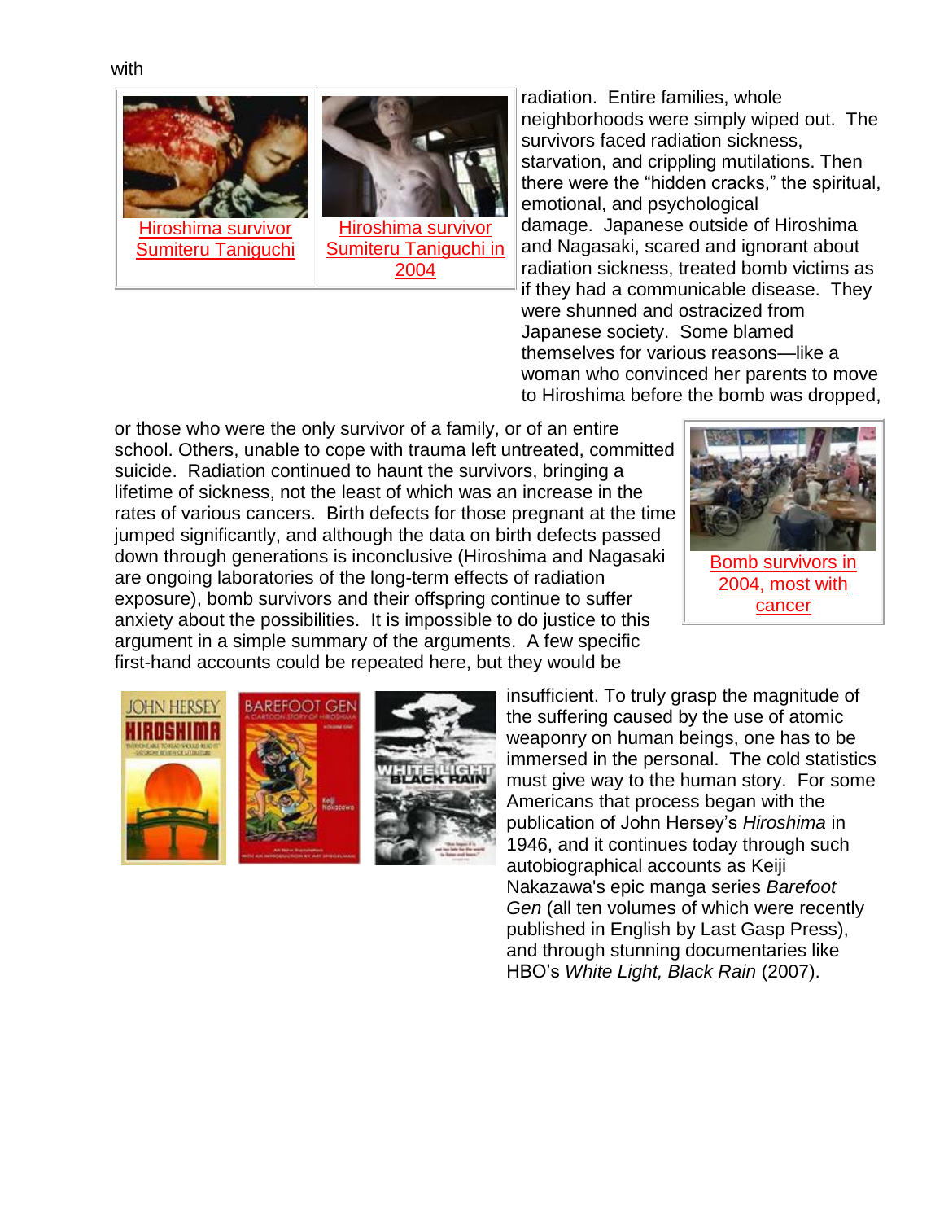with radiation. Entire families, whole neighborhoods were simply wiped out. The survivors faced radiation sickness, starvation, and crippling mutilations. Then there were the "hidden cracks," the spiritual, emotional, and psychological damage. Japanese outside of Hiroshima and Nagasaki, scared and ignorant about radiation sickness, treated bomb victims as if they had a communicable disease. They were shunned and ostracized from Japanese society. Some blamed themselves for various reasons—like a woman who convinced her parents to move to Hiroshima before the bomb was dropped, or those who were the only survivor of a family, or of an entire school. Others, unable to cope with trauma left untreated, committed suicide. Radiation continued to haunt the survivors, bringing a lifetime of sickness, not the least of which was an increase in the rates of various cancers. Birth defects for those pregnant at the time jumped significantly, and although the data on birth defects passed down through generations is inconclusive (Hiroshima and Nagasaki are ongoing laboratories of the long-term effects of radiation exposure), bomb survivors and their offspring continue to suffer anxiety about the possibilities. It is impossible to do justice to this argument in a simple summary of the arguments. A few specific first-hand accounts could be repeated here, but they would be insufficient. To truly grasp the magnitude of the suffering caused by the use of atomic weaponry on human beings, one has to be immersed in the personal. The cold statistics must give way to the human story. For some Americans that process began with the publication of John Hersey's *Hiroshima* in 1946, and it continues today through such autobiographical accounts as Keiji Nakazawa's epic manga series *Barefoot Gen* (all ten volumes of which were recently published in English by Last Gasp Press), and through stunning documentaries like HBO's *White Light, Black Rain* (2007).

Hiroshima survivor Sumiteru Taniguchi

Hiroshima survivor Sumiteru Taniguchi in 2004

Bomb survivors in 2004, most with cancer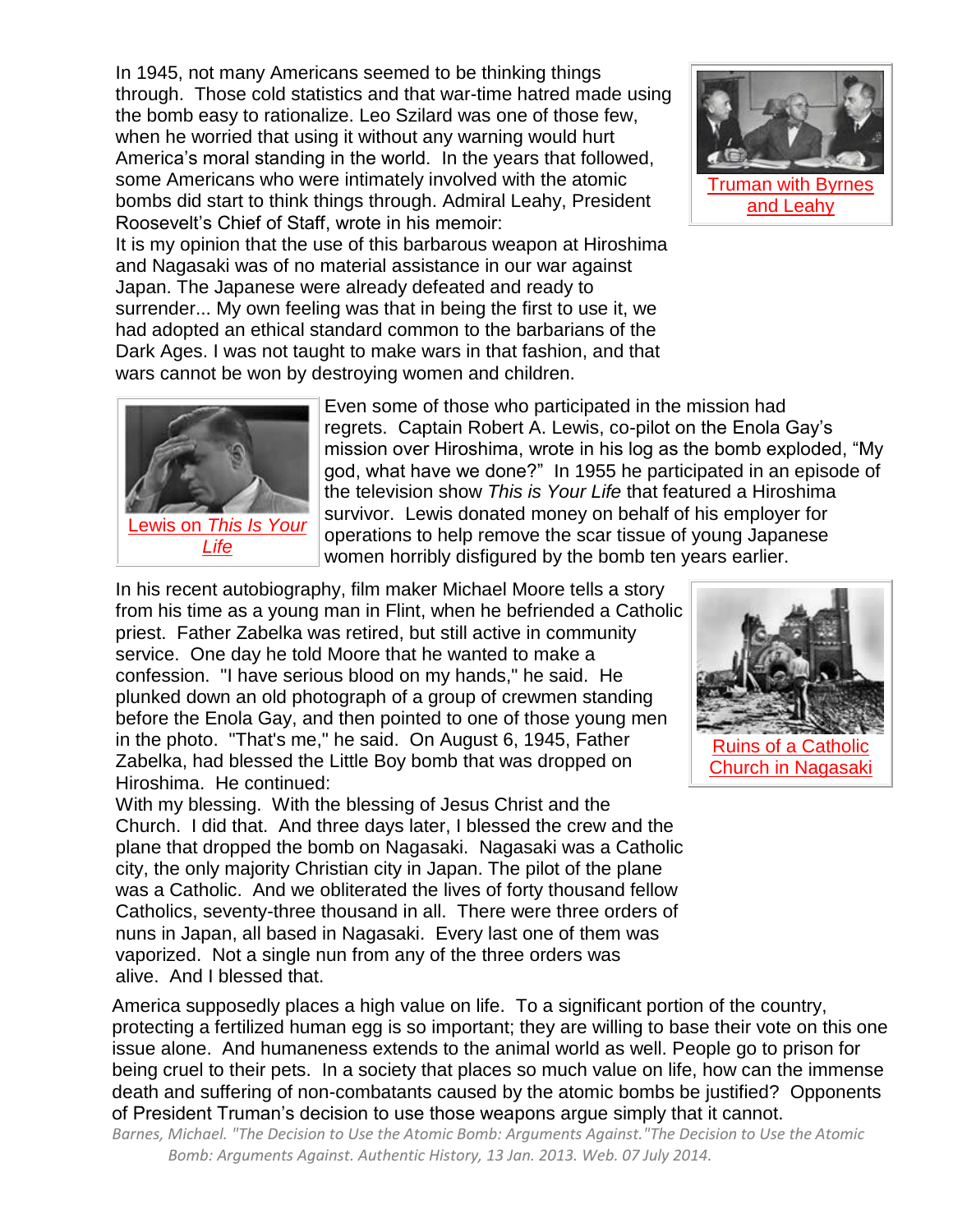In 1945, not many Americans seemed to be thinking things through. Those cold statistics and that war-time hatred made using the bomb easy to rationalize. Leo Szilard was one of those few, when he worried that using it without any warning would hurt America's moral standing in the world. In the years that followed, some Americans who were intimately involved with the atomic bombs did start to think things through. Admiral Leahy, President Roosevelt's Chief of Staff, wrote in his memoir:

It is my opinion that the use of this barbarous weapon at Hiroshima and Nagasaki was of no material assistance in our war against Japan. The Japanese were already defeated and ready to surrender... My own feeling was that in being the first to use it, we had adopted an ethical standard common to the barbarians of the Dark Ages. I was not taught to make wars in that fashion, and that wars cannot be won by destroying women and children.

Truman with Byrnes and Leahy

Even some of those who participated in the mission had regrets. Captain Robert A. Lewis, co-pilot on the Enola Gay's mission over Hiroshima, wrote in his log as the bomb exploded, "My god, what have we done?" In 1955 he participated in an episode of the television show *This is Your Life* that featured a Hiroshima survivor. Lewis donated money on behalf of his employer for operations to help remove the scar tissue of young Japanese women horribly disfigured by the bomb ten years earlier.

Lewis on *This Is Your Life*

In his recent autobiography, film maker Michael Moore tells a story from his time as a young man in Flint, when he befriended a Catholic priest. Father Zabelka was retired, but still active in community service. One day he told Moore that he wanted to make a confession. "I have serious blood on my hands," he said. He plunked down an old photograph of a group of crewmen standing before the Enola Gay, and then pointed to one of those young men in the photo. "That's me," he said. On August 6, 1945, Father Zabelka, had blessed the Little Boy bomb that was dropped on Hiroshima. He continued:

With my blessing. With the blessing of Jesus Christ and the Church. I did that. And three days later, I blessed the crew and the plane that dropped the bomb on Nagasaki. Nagasaki was a Catholic city, the only majority Christian city in Japan. The pilot of the plane was a Catholic. And we obliterated the lives of forty thousand fellow Catholics, seventy-three thousand in all. There were three orders of nuns in Japan, all based in Nagasaki. Every last one of them was vaporized. Not a single nun from any of the three orders was alive. And I blessed that.

Ruins of a Catholic Church in Nagasaki

America supposedly places a high value on life. To a significant portion of the country, protecting a fertilized human egg is so important; they are willing to base their vote on this one issue alone. And humaneness extends to the animal world as well. People go to prison for being cruel to their pets. In a society that places so much value on life, how can the immense death and suffering of non-combatants caused by the atomic bombs be justified? Opponents of President Truman's decision to use those weapons argue simply that it cannot.

*Barnes, Michael. "The Decision to Use the Atomic Bomb: Arguments Against."The Decision to Use the Atomic Bomb: Arguments Against. Authentic History, 13 Jan. 2013. Web. 07 July 2014.*